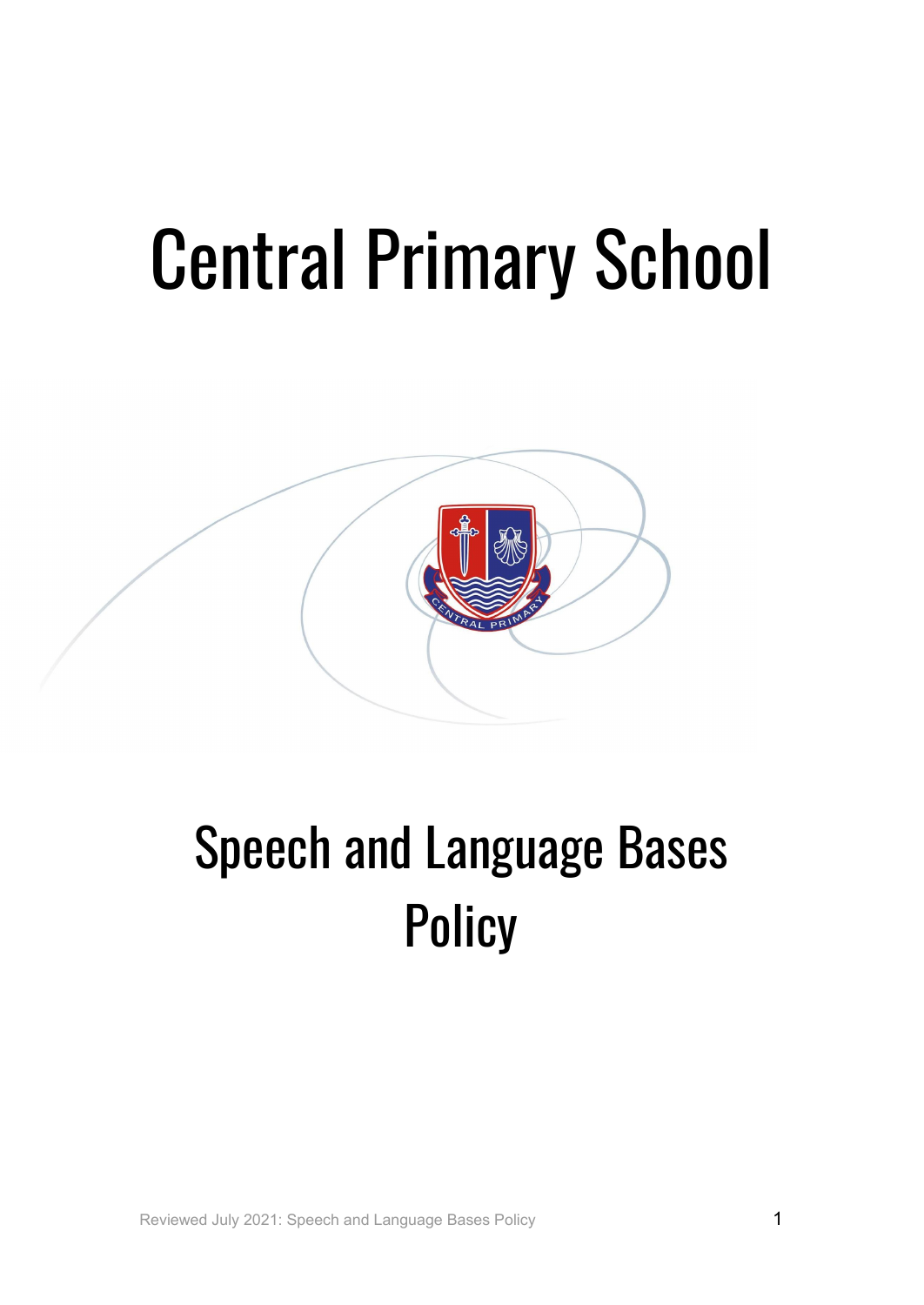# Central Primary School

# Speech and Language Bases Policy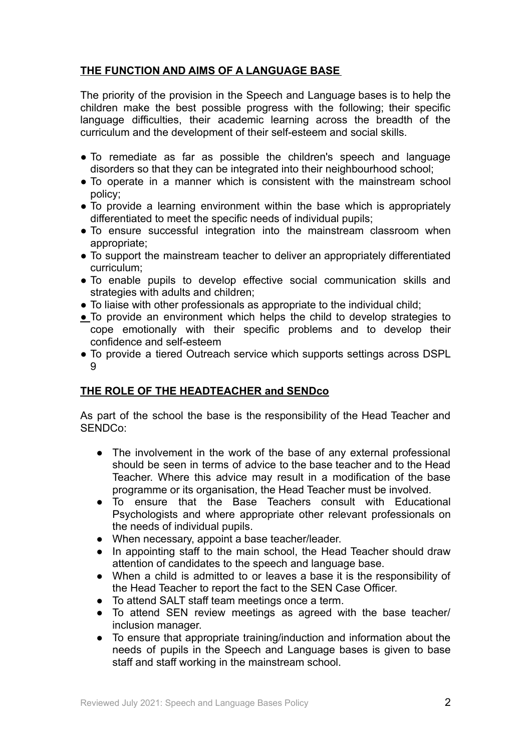## THE FUNCTION AND AIMS OF A LANGUAGE BASE

The priority of the provision in the Speech and Language bases is to help the children make the best possible progress with the following; their specific language difficulties, their academic learning across the breadth of the curriculum and the development of their self-esteem and social skills.

- To remediate as far as possible the children's speech and language disorders so that they can be integrated into their neighbourhood school;
- To operate in a manner which is consistent with the mainstream school policy;
- To provide a learning environment within the base which is appropriately differentiated to meet the specific needs of individual pupils;
- To ensure successful integration into the mainstream classroom when appropriate;
- To support the mainstream teacher to deliver an appropriately differentiated curriculum;
- To enable pupils to develop effective social communication skills and strategies with adults and children;
- To liaise with other professionals as appropriate to the individual child;
- To provide an environment which helps the child to develop strategies to cope emotionally with their specific problems and to develop their confidence and self-esteem
- To provide a tiered Outreach service which supports settings across DSPL 9

## THE ROLE OF THE HEADTEACHER and SENDco

As part of the school the base is the responsibility of the Head Teacher and SENDCo:

- The involvement in the work of the base of any external professional should be seen in terms of advice to the base teacher and to the Head Teacher. Where this advice may result in a modification of the base programme or its organisation, the Head Teacher must be involved.
- To ensure that the Base Teachers consult with Educational Psychologists and where appropriate other relevant professionals on the needs of individual pupils.
- When necessary, appoint a base teacher/leader.
- In appointing staff to the main school, the Head Teacher should draw attention of candidates to the speech and language base.
- When a child is admitted to or leaves a base it is the responsibility of the Head Teacher to report the fact to the SEN Case Officer.
- To attend SALT staff team meetings once a term.
- To attend SEN review meetings as agreed with the base teacher/ inclusion manager.
- To ensure that appropriate training/induction and information about the needs of pupils in the Speech and Language bases is given to base staff and staff working in the mainstream school.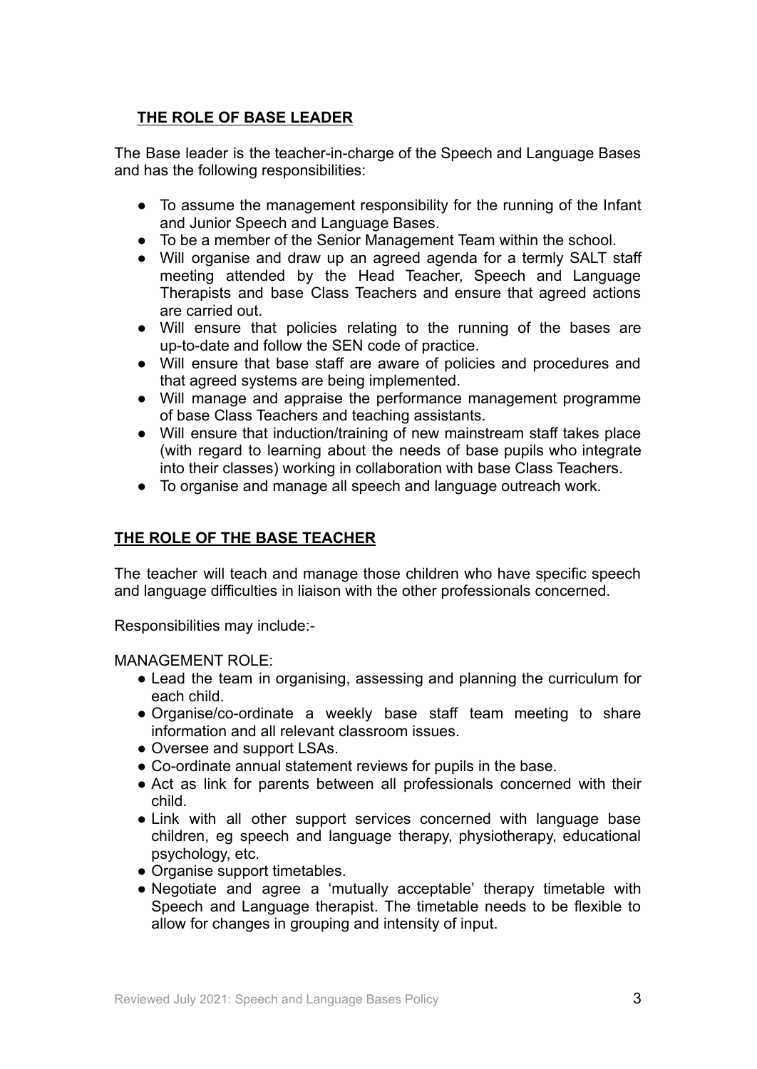## THE ROLE OF BASE LEADER

The Base leader is the teacher-in-charge of the Speech and Language Bases and has the following responsibilities:

- To assume the management responsibility for the running of the Infant and Junior Speech and Language Bases.
- To be a member of the Senior Management Team within the school.
- Will organise and draw up an agreed agenda for a termly SALT staff meeting attended by the Head Teacher, Speech and Language Therapists and base Class Teachers and ensure that agreed actions are carried out.
- Will ensure that policies relating to the running of the bases are up-to-date and follow the SEN code of practice.
- Will ensure that base staff are aware of policies and procedures and that agreed systems are being implemented.
- Will manage and appraise the performance management programme of base Class Teachers and teaching assistants.
- Will ensure that induction/training of new mainstream staff takes place (with regard to learning about the needs of base pupils who integrate into their classes) working in collaboration with base Class Teachers.
- To organise and manage all speech and language outreach work.

## THE ROLE OF THE BASE TEACHER

The teacher will teach and manage those children who have specific speech and language difficulties in liaison with the other professionals concerned.

Responsibilities may include:-

MANAGEMENT ROLE:

- Lead the team in organising, assessing and planning the curriculum for each child.
- Organise/co-ordinate a weekly base staff team meeting to share information and all relevant classroom issues.
- Oversee and support LSAs.
- Co-ordinate annual statement reviews for pupils in the base.
- Act as link for parents between all professionals concerned with their child.
- Link with all other support services concerned with language base children, eg speech and language therapy, physiotherapy, educational psychology, etc.
- Organise support timetables.
- Negotiate and agree a 'mutually acceptable' therapy timetable with Speech and Language therapist. The timetable needs to be flexible to allow for changes in grouping and intensity of input.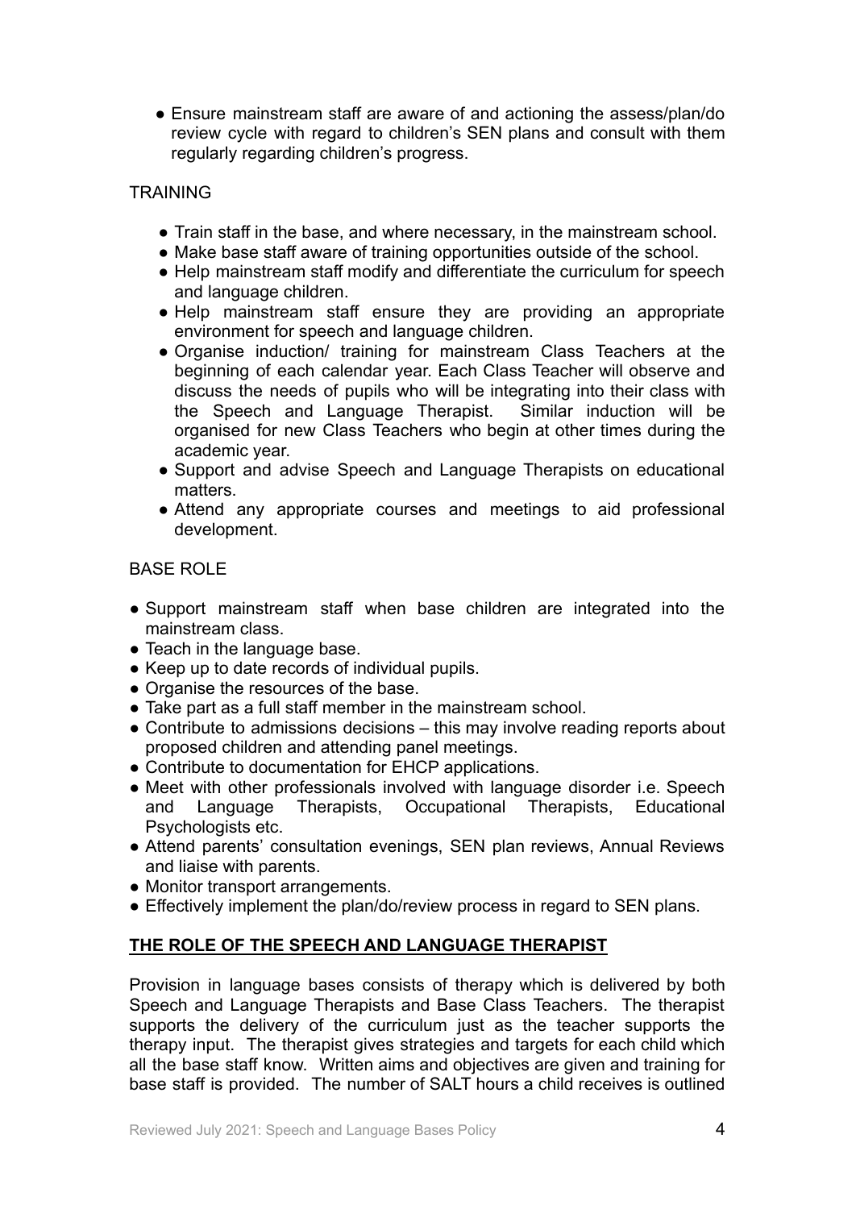- Ensure mainstream staff are aware of and actioning the assess/plan/do review cycle with regard to children's SEN plans and consult with them regularly regarding children's progress.

TRAINING

- Train staff in the base, and where necessary, in the mainstream school.
- Make base staff aware of training opportunities outside of the school.
- Help mainstream staff modify and differentiate the curriculum for speech and language children.
- Help mainstream staff ensure they are providing an appropriate environment for speech and language children.
- Organise induction/ training for mainstream Class Teachers at the beginning of each calendar year. Each Class Teacher will observe and discuss the needs of pupils who will be integrating into their class with the Speech and Language Therapist. Similar induction will be organised for new Class Teachers who begin at other times during the academic year.
- Support and advise Speech and Language Therapists on educational matters.
- Attend any appropriate courses and meetings to aid professional development.

BASE ROLE

- Support mainstream staff when base children are integrated into the mainstream class.
- Teach in the language base.
- Keep up to date records of individual pupils.
- Organise the resources of the base.
- Take part as a full staff member in the mainstream school.
- Contribute to admissions decisions – this may involve reading reports about proposed children and attending panel meetings.
- Contribute to documentation for EHCP applications.
- Meet with other professionals involved with language disorder i.e. Speech and Language Therapists, Occupational Therapists, Educational Psychologists etc.
- Attend parents' consultation evenings, SEN plan reviews, Annual Reviews and liaise with parents.
- Monitor transport arrangements.
- Effectively implement the plan/do/review process in regard to SEN plans.

## THE ROLE OF THE SPEECH AND LANGUAGE THERAPIST

Provision in language bases consists of therapy which is delivered by both Speech and Language Therapists and Base Class Teachers. The therapist supports the delivery of the curriculum just as the teacher supports the therapy input. The therapist gives strategies and targets for each child which all the base staff know. Written aims and objectives are given and training for base staff is provided. The number of SALT hours a child receives is outlined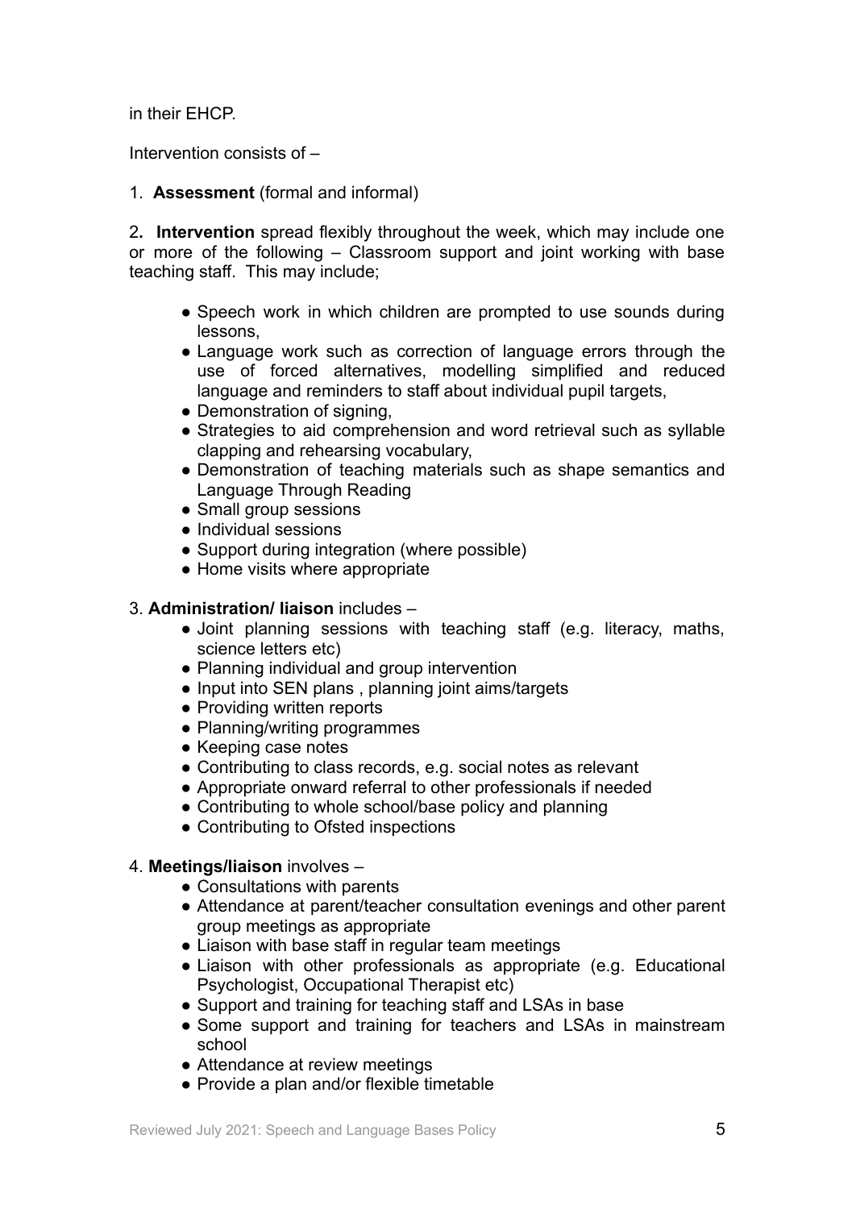in their EHCP.

Intervention consists of –

1. **Assessment** (formal and informal)

2. **Intervention** spread flexibly throughout the week, which may include one or more of the following – Classroom support and joint working with base teaching staff. This may include;

- Speech work in which children are prompted to use sounds during lessons,
- Language work such as correction of language errors through the use of forced alternatives, modelling simplified and reduced language and reminders to staff about individual pupil targets,
- Demonstration of signing,
- Strategies to aid comprehension and word retrieval such as syllable clapping and rehearsing vocabulary,
- Demonstration of teaching materials such as shape semantics and Language Through Reading
- Small group sessions
- Individual sessions
- Support during integration (where possible)
- Home visits where appropriate

3. **Administration/ liaison** includes –

- Joint planning sessions with teaching staff (e.g. literacy, maths, science letters etc)
- Planning individual and group intervention
- Input into SEN plans , planning joint aims/targets
- Providing written reports
- Planning/writing programmes
- Keeping case notes
- Contributing to class records, e.g. social notes as relevant
- Appropriate onward referral to other professionals if needed
- Contributing to whole school/base policy and planning
- Contributing to Ofsted inspections

4. **Meetings/liaison** involves –

- Consultations with parents
- Attendance at parent/teacher consultation evenings and other parent group meetings as appropriate
- Liaison with base staff in regular team meetings
- Liaison with other professionals as appropriate (e.g. Educational Psychologist, Occupational Therapist etc)
- Support and training for teaching staff and LSAs in base
- Some support and training for teachers and LSAs in mainstream school
- Attendance at review meetings
- Provide a plan and/or flexible timetable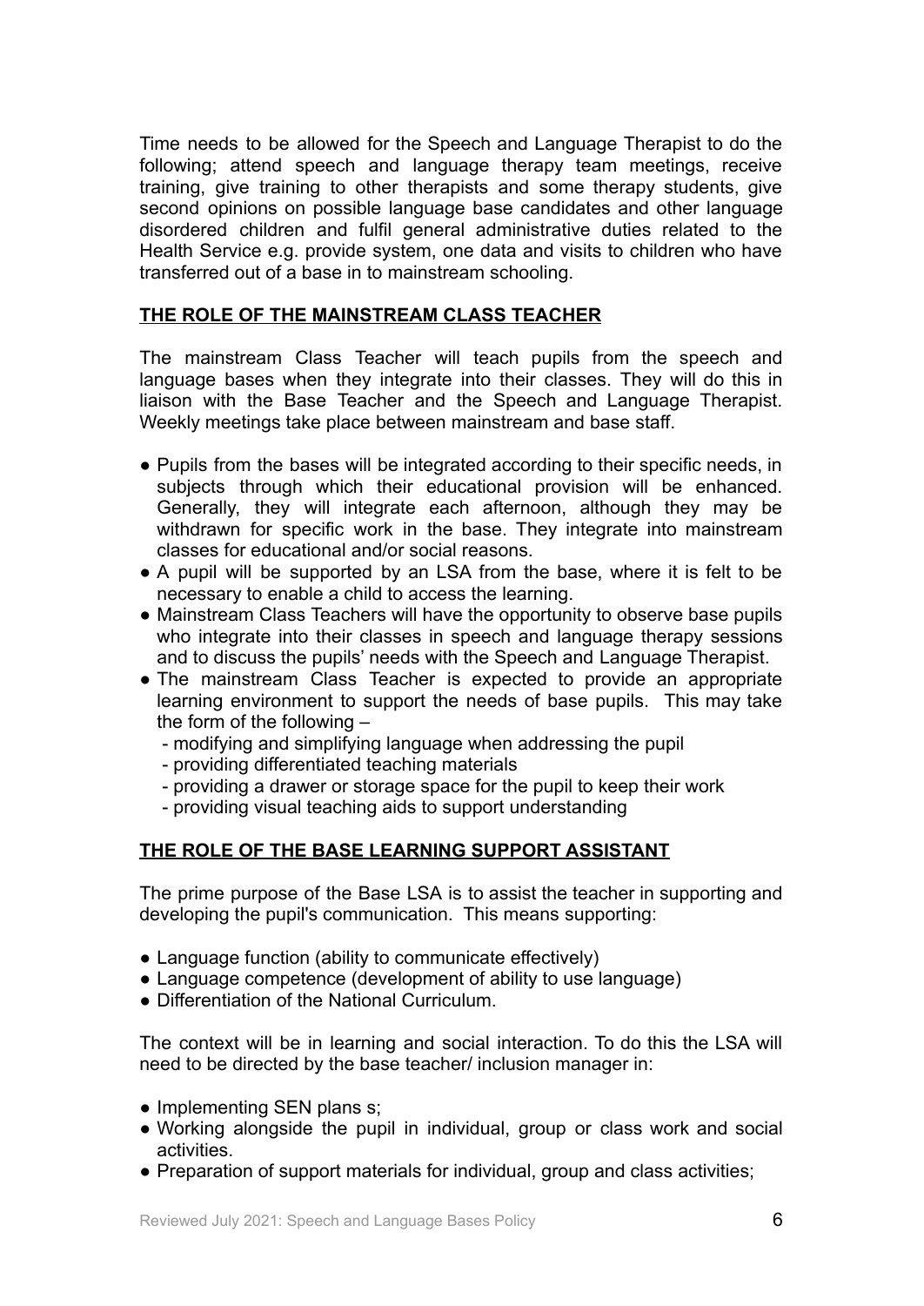Time needs to be allowed for the Speech and Language Therapist to do the following; attend speech and language therapy team meetings, receive training, give training to other therapists and some therapy students, give second opinions on possible language base candidates and other language disordered children and fulfil general administrative duties related to the Health Service e.g. provide system, one data and visits to children who have transferred out of a base in to mainstream schooling.

## **THE ROLE OF THE MAINSTREAM CLASS TEACHER**

The mainstream Class Teacher will teach pupils from the speech and language bases when they integrate into their classes. They will do this in liaison with the Base Teacher and the Speech and Language Therapist. Weekly meetings take place between mainstream and base staff.

- Pupils from the bases will be integrated according to their specific needs, in subjects through which their educational provision will be enhanced. Generally, they will integrate each afternoon, although they may be withdrawn for specific work in the base. They integrate into mainstream classes for educational and/or social reasons.
- A pupil will be supported by an LSA from the base, where it is felt to be necessary to enable a child to access the learning.
- Mainstream Class Teachers will have the opportunity to observe base pupils who integrate into their classes in speech and language therapy sessions and to discuss the pupils' needs with the Speech and Language Therapist.
- The mainstream Class Teacher is expected to provide an appropriate learning environment to support the needs of base pupils. This may take the form of the following –
  - modifying and simplifying language when addressing the pupil
  - providing differentiated teaching materials
  - providing a drawer or storage space for the pupil to keep their work
  - providing visual teaching aids to support understanding

## **THE ROLE OF THE BASE LEARNING SUPPORT ASSISTANT**

The prime purpose of the Base LSA is to assist the teacher in supporting and developing the pupil's communication. This means supporting:

- Language function (ability to communicate effectively)
- Language competence (development of ability to use language)
- Differentiation of the National Curriculum.

The context will be in learning and social interaction. To do this the LSA will need to be directed by the base teacher/ inclusion manager in:

- Implementing SEN plans s;
- Working alongside the pupil in individual, group or class work and social activities.
- Preparation of support materials for individual, group and class activities;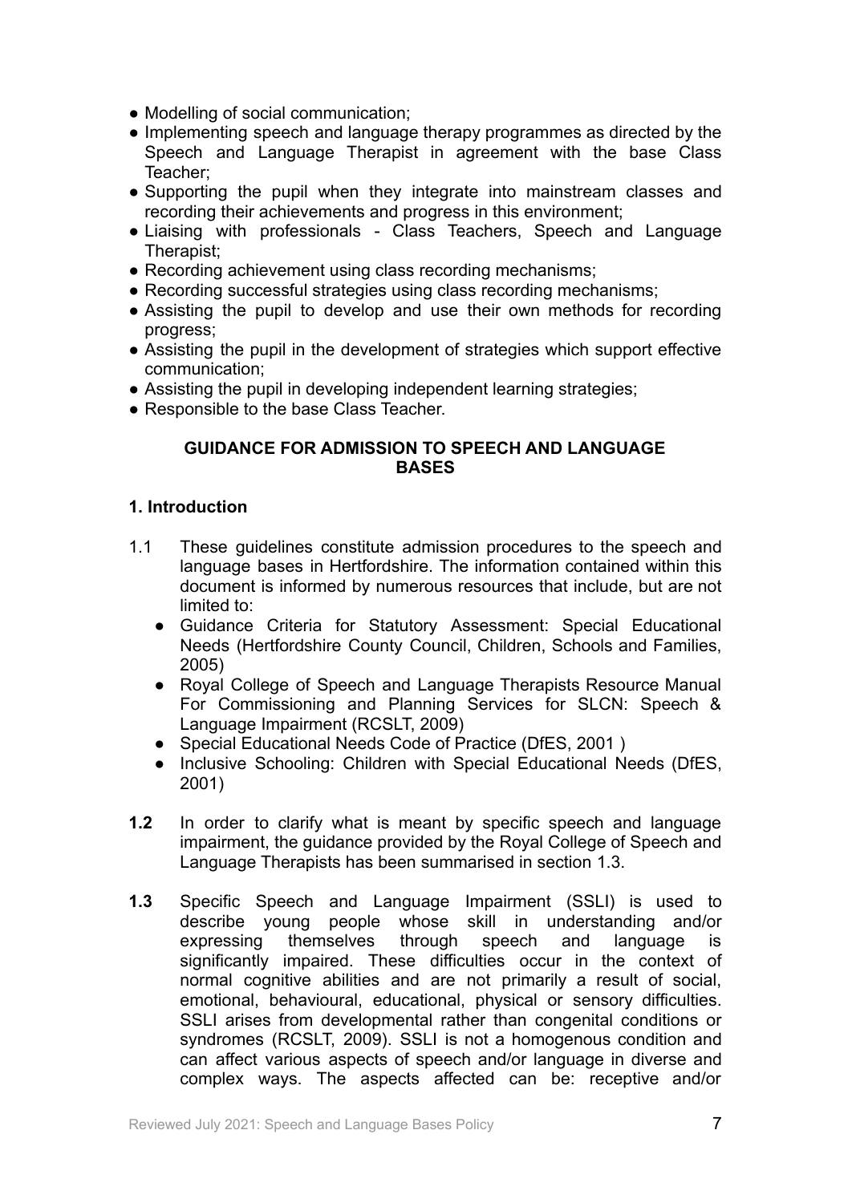- Modelling of social communication;
- Implementing speech and language therapy programmes as directed by the Speech and Language Therapist in agreement with the base Class Teacher;
- Supporting the pupil when they integrate into mainstream classes and recording their achievements and progress in this environment;
- Liaising with professionals - Class Teachers, Speech and Language Therapist;
- Recording achievement using class recording mechanisms;
- Recording successful strategies using class recording mechanisms;
- Assisting the pupil to develop and use their own methods for recording progress;
- Assisting the pupil in the development of strategies which support effective communication;
- Assisting the pupil in developing independent learning strategies;
- Responsible to the base Class Teacher.

## GUIDANCE FOR ADMISSION TO SPEECH AND LANGUAGE BASES

### 1. Introduction

1.1 These guidelines constitute admission procedures to the speech and language bases in Hertfordshire. The information contained within this document is informed by numerous resources that include, but are not limited to:

- Guidance Criteria for Statutory Assessment: Special Educational Needs (Hertfordshire County Council, Children, Schools and Families, 2005)
- Royal College of Speech and Language Therapists Resource Manual For Commissioning and Planning Services for SLCN: Speech & Language Impairment (RCSLT, 2009)
- Special Educational Needs Code of Practice (DfES, 2001 )
- Inclusive Schooling: Children with Special Educational Needs (DfES, 2001)

**1.2** In order to clarify what is meant by specific speech and language impairment, the guidance provided by the Royal College of Speech and Language Therapists has been summarised in section 1.3.

**1.3** Specific Speech and Language Impairment (SSLI) is used to describe young people whose skill in understanding and/or expressing themselves through speech and language is significantly impaired. These difficulties occur in the context of normal cognitive abilities and are not primarily a result of social, emotional, behavioural, educational, physical or sensory difficulties. SSLI arises from developmental rather than congenital conditions or syndromes (RCSLT, 2009). SSLI is not a homogenous condition and can affect various aspects of speech and/or language in diverse and complex ways. The aspects affected can be: receptive and/or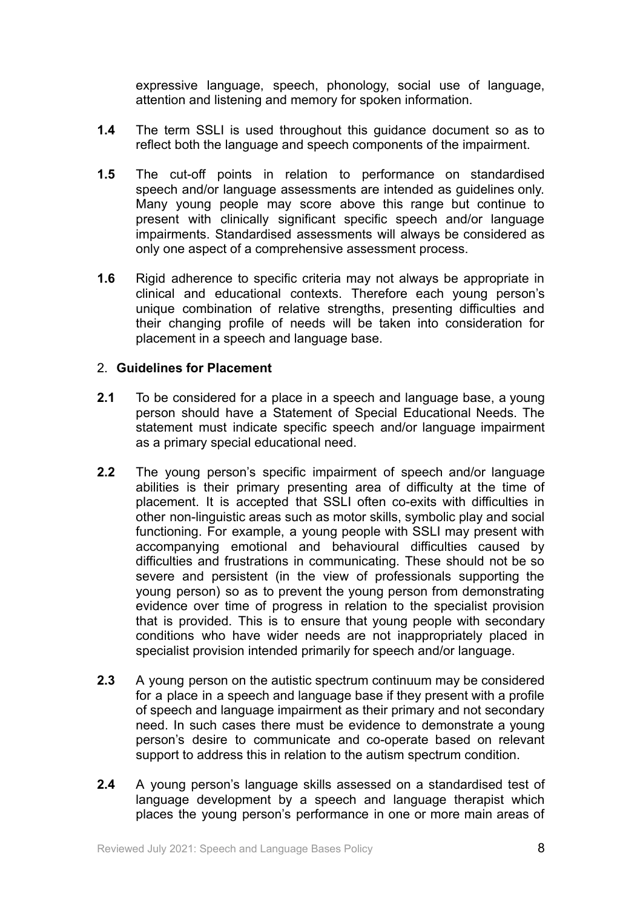expressive language, speech, phonology, social use of language, attention and listening and memory for spoken information.

**1.4** The term SSLI is used throughout this guidance document so as to reflect both the language and speech components of the impairment.

**1.5** The cut-off points in relation to performance on standardised speech and/or language assessments are intended as guidelines only. Many young people may score above this range but continue to present with clinically significant specific speech and/or language impairments. Standardised assessments will always be considered as only one aspect of a comprehensive assessment process.

**1.6** Rigid adherence to specific criteria may not always be appropriate in clinical and educational contexts. Therefore each young person's unique combination of relative strengths, presenting difficulties and their changing profile of needs will be taken into consideration for placement in a speech and language base.

## 2. **Guidelines for Placement**

**2.1** To be considered for a place in a speech and language base, a young person should have a Statement of Special Educational Needs. The statement must indicate specific speech and/or language impairment as a primary special educational need.

**2.2** The young person's specific impairment of speech and/or language abilities is their primary presenting area of difficulty at the time of placement. It is accepted that SSLI often co-exits with difficulties in other non-linguistic areas such as motor skills, symbolic play and social functioning. For example, a young people with SSLI may present with accompanying emotional and behavioural difficulties caused by difficulties and frustrations in communicating. These should not be so severe and persistent (in the view of professionals supporting the young person) so as to prevent the young person from demonstrating evidence over time of progress in relation to the specialist provision that is provided. This is to ensure that young people with secondary conditions who have wider needs are not inappropriately placed in specialist provision intended primarily for speech and/or language.

**2.3** A young person on the autistic spectrum continuum may be considered for a place in a speech and language base if they present with a profile of speech and language impairment as their primary and not secondary need. In such cases there must be evidence to demonstrate a young person's desire to communicate and co-operate based on relevant support to address this in relation to the autism spectrum condition.

**2.4** A young person's language skills assessed on a standardised test of language development by a speech and language therapist which places the young person's performance in one or more main areas of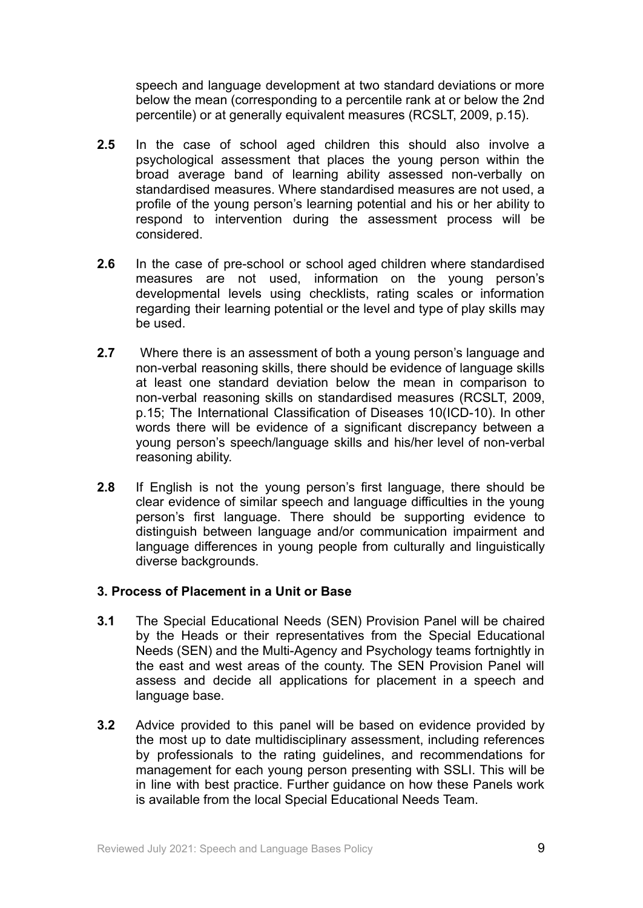speech and language development at two standard deviations or more below the mean (corresponding to a percentile rank at or below the 2nd percentile) or at generally equivalent measures (RCSLT, 2009, p.15).

**2.5** In the case of school aged children this should also involve a psychological assessment that places the young person within the broad average band of learning ability assessed non-verbally on standardised measures. Where standardised measures are not used, a profile of the young person's learning potential and his or her ability to respond to intervention during the assessment process will be considered.

**2.6** In the case of pre-school or school aged children where standardised measures are not used, information on the young person's developmental levels using checklists, rating scales or information regarding their learning potential or the level and type of play skills may be used.

**2.7** Where there is an assessment of both a young person's language and non-verbal reasoning skills, there should be evidence of language skills at least one standard deviation below the mean in comparison to non-verbal reasoning skills on standardised measures (RCSLT, 2009, p.15; The International Classification of Diseases 10(ICD-10). In other words there will be evidence of a significant discrepancy between a young person's speech/language skills and his/her level of non-verbal reasoning ability.

**2.8** If English is not the young person's first language, there should be clear evidence of similar speech and language difficulties in the young person's first language. There should be supporting evidence to distinguish between language and/or communication impairment and language differences in young people from culturally and linguistically diverse backgrounds.

### 3. Process of Placement in a Unit or Base

**3.1** The Special Educational Needs (SEN) Provision Panel will be chaired by the Heads or their representatives from the Special Educational Needs (SEN) and the Multi-Agency and Psychology teams fortnightly in the east and west areas of the county. The SEN Provision Panel will assess and decide all applications for placement in a speech and language base.

**3.2** Advice provided to this panel will be based on evidence provided by the most up to date multidisciplinary assessment, including references by professionals to the rating guidelines, and recommendations for management for each young person presenting with SSLI. This will be in line with best practice. Further guidance on how these Panels work is available from the local Special Educational Needs Team.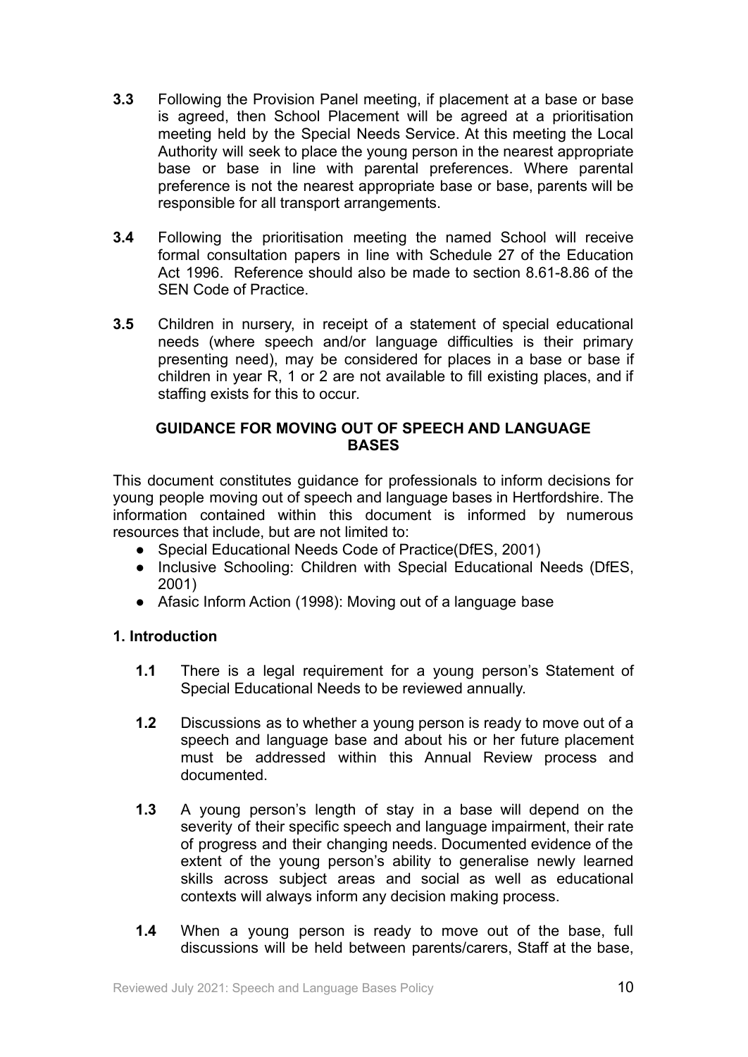**3.3** Following the Provision Panel meeting, if placement at a base or base is agreed, then School Placement will be agreed at a prioritisation meeting held by the Special Needs Service. At this meeting the Local Authority will seek to place the young person in the nearest appropriate base or base in line with parental preferences. Where parental preference is not the nearest appropriate base or base, parents will be responsible for all transport arrangements.

**3.4** Following the prioritisation meeting the named School will receive formal consultation papers in line with Schedule 27 of the Education Act 1996. Reference should also be made to section 8.61-8.86 of the SEN Code of Practice.

**3.5** Children in nursery, in receipt of a statement of special educational needs (where speech and/or language difficulties is their primary presenting need), may be considered for places in a base or base if children in year R, 1 or 2 are not available to fill existing places, and if staffing exists for this to occur.

## GUIDANCE FOR MOVING OUT OF SPEECH AND LANGUAGE BASES

This document constitutes guidance for professionals to inform decisions for young people moving out of speech and language bases in Hertfordshire. The information contained within this document is informed by numerous resources that include, but are not limited to:

- Special Educational Needs Code of Practice(DfES, 2001)
- Inclusive Schooling: Children with Special Educational Needs (DfES, 2001)
- Afasic Inform Action (1998): Moving out of a language base

### 1. Introduction

**1.1** There is a legal requirement for a young person's Statement of Special Educational Needs to be reviewed annually.

**1.2** Discussions as to whether a young person is ready to move out of a speech and language base and about his or her future placement must be addressed within this Annual Review process and documented.

**1.3** A young person's length of stay in a base will depend on the severity of their specific speech and language impairment, their rate of progress and their changing needs. Documented evidence of the extent of the young person's ability to generalise newly learned skills across subject areas and social as well as educational contexts will always inform any decision making process.

**1.4** When a young person is ready to move out of the base, full discussions will be held between parents/carers, Staff at the base,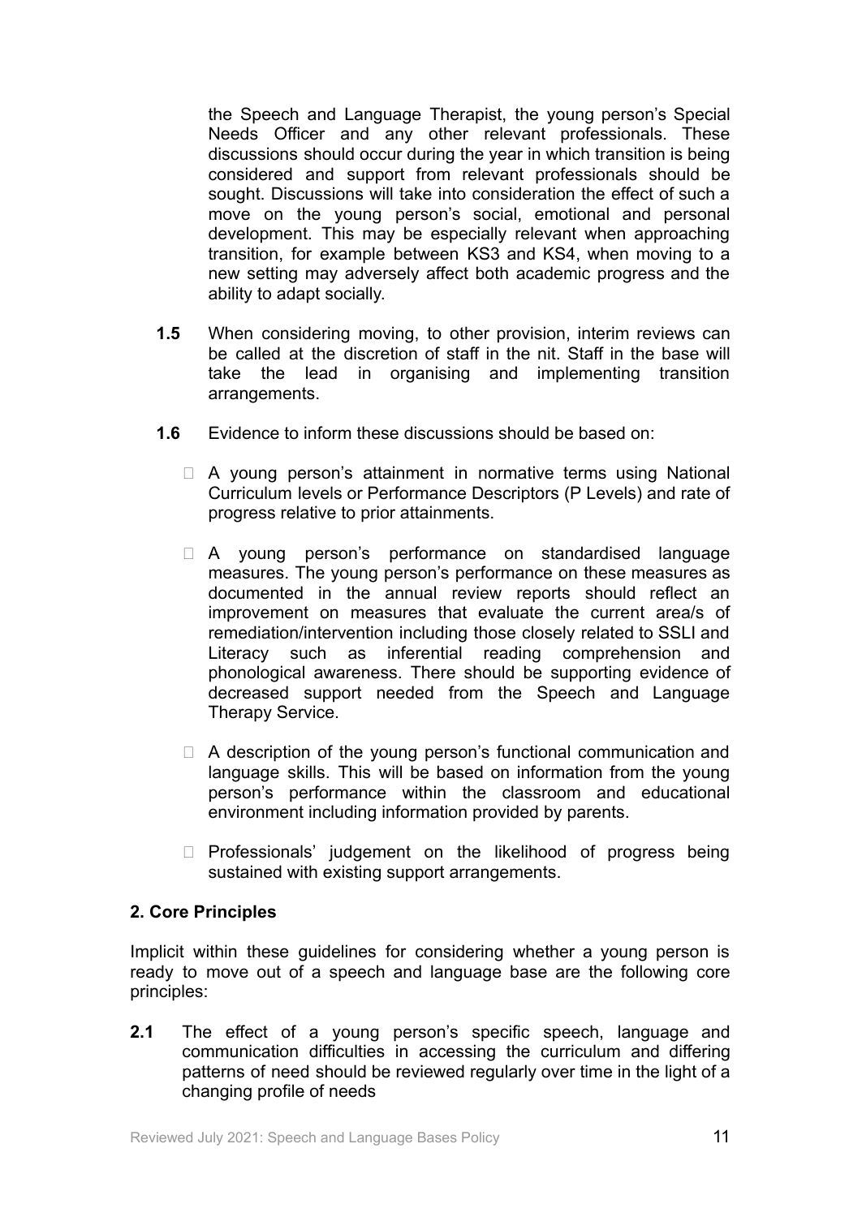the Speech and Language Therapist, the young person's Special Needs Officer and any other relevant professionals. These discussions should occur during the year in which transition is being considered and support from relevant professionals should be sought. Discussions will take into consideration the effect of such a move on the young person's social, emotional and personal development. This may be especially relevant when approaching transition, for example between KS3 and KS4, when moving to a new setting may adversely affect both academic progress and the ability to adapt socially.

**1.5** When considering moving, to other provision, interim reviews can be called at the discretion of staff in the nit. Staff in the base will take the lead in organising and implementing transition arrangements.

**1.6** Evidence to inform these discussions should be based on:

- A young person's attainment in normative terms using National Curriculum levels or Performance Descriptors (P Levels) and rate of progress relative to prior attainments.
- A young person's performance on standardised language measures. The young person's performance on these measures as documented in the annual review reports should reflect an improvement on measures that evaluate the current area/s of remediation/intervention including those closely related to SSLI and Literacy such as inferential reading comprehension and phonological awareness. There should be supporting evidence of decreased support needed from the Speech and Language Therapy Service.
- A description of the young person's functional communication and language skills. This will be based on information from the young person's performance within the classroom and educational environment including information provided by parents.
- Professionals' judgement on the likelihood of progress being sustained with existing support arrangements.

## 2. Core Principles

Implicit within these guidelines for considering whether a young person is ready to move out of a speech and language base are the following core principles:

**2.1** The effect of a young person's specific speech, language and communication difficulties in accessing the curriculum and differing patterns of need should be reviewed regularly over time in the light of a changing profile of needs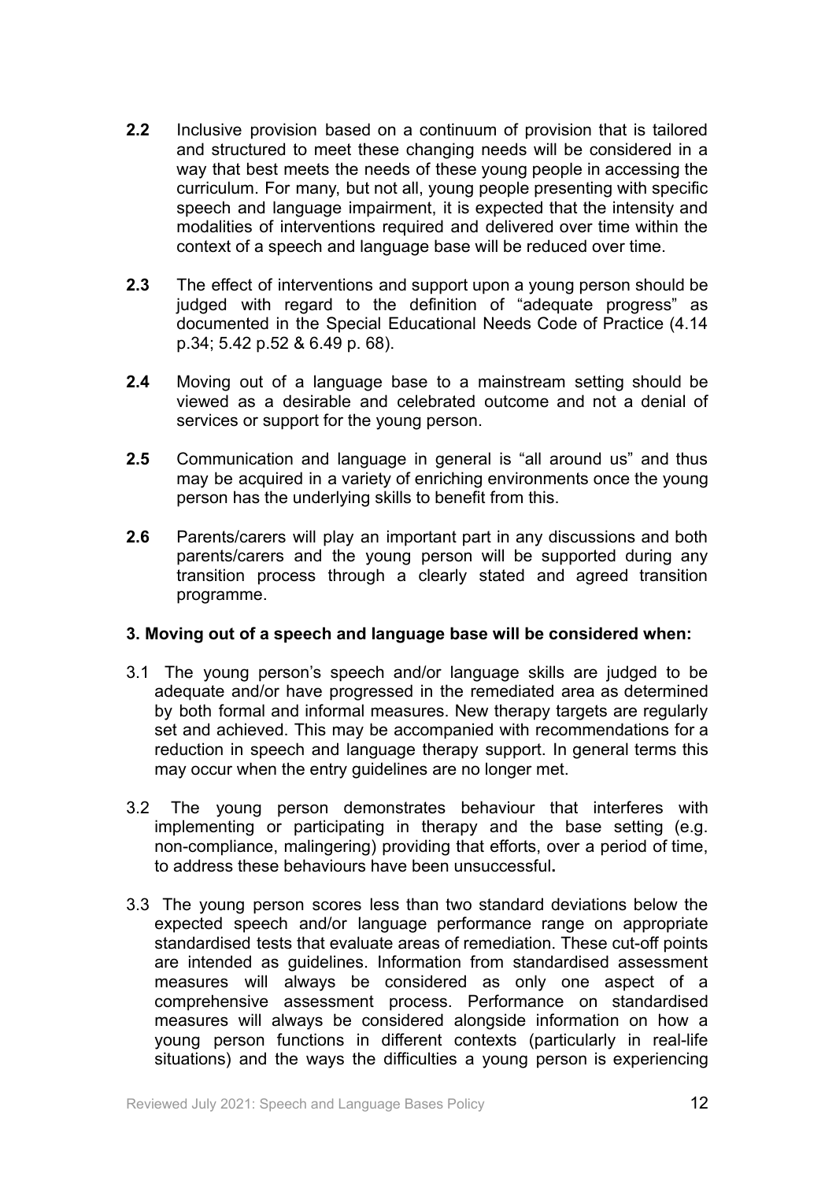**2.2** Inclusive provision based on a continuum of provision that is tailored and structured to meet these changing needs will be considered in a way that best meets the needs of these young people in accessing the curriculum. For many, but not all, young people presenting with specific speech and language impairment, it is expected that the intensity and modalities of interventions required and delivered over time within the context of a speech and language base will be reduced over time.

**2.3** The effect of interventions and support upon a young person should be judged with regard to the definition of "adequate progress" as documented in the Special Educational Needs Code of Practice (4.14 p.34; 5.42 p.52 & 6.49 p. 68).

**2.4** Moving out of a language base to a mainstream setting should be viewed as a desirable and celebrated outcome and not a denial of services or support for the young person.

**2.5** Communication and language in general is "all around us" and thus may be acquired in a variety of enriching environments once the young person has the underlying skills to benefit from this.

**2.6** Parents/carers will play an important part in any discussions and both parents/carers and the young person will be supported during any transition process through a clearly stated and agreed transition programme.

**3. Moving out of a speech and language base will be considered when:**

3.1 The young person's speech and/or language skills are judged to be adequate and/or have progressed in the remediated area as determined by both formal and informal measures. New therapy targets are regularly set and achieved. This may be accompanied with recommendations for a reduction in speech and language therapy support. In general terms this may occur when the entry guidelines are no longer met.

3.2 The young person demonstrates behaviour that interferes with implementing or participating in therapy and the base setting (e.g. non-compliance, malingering) providing that efforts, over a period of time, to address these behaviours have been unsuccessful**.**

3.3 The young person scores less than two standard deviations below the expected speech and/or language performance range on appropriate standardised tests that evaluate areas of remediation. These cut-off points are intended as guidelines. Information from standardised assessment measures will always be considered as only one aspect of a comprehensive assessment process. Performance on standardised measures will always be considered alongside information on how a young person functions in different contexts (particularly in real-life situations) and the ways the difficulties a young person is experiencing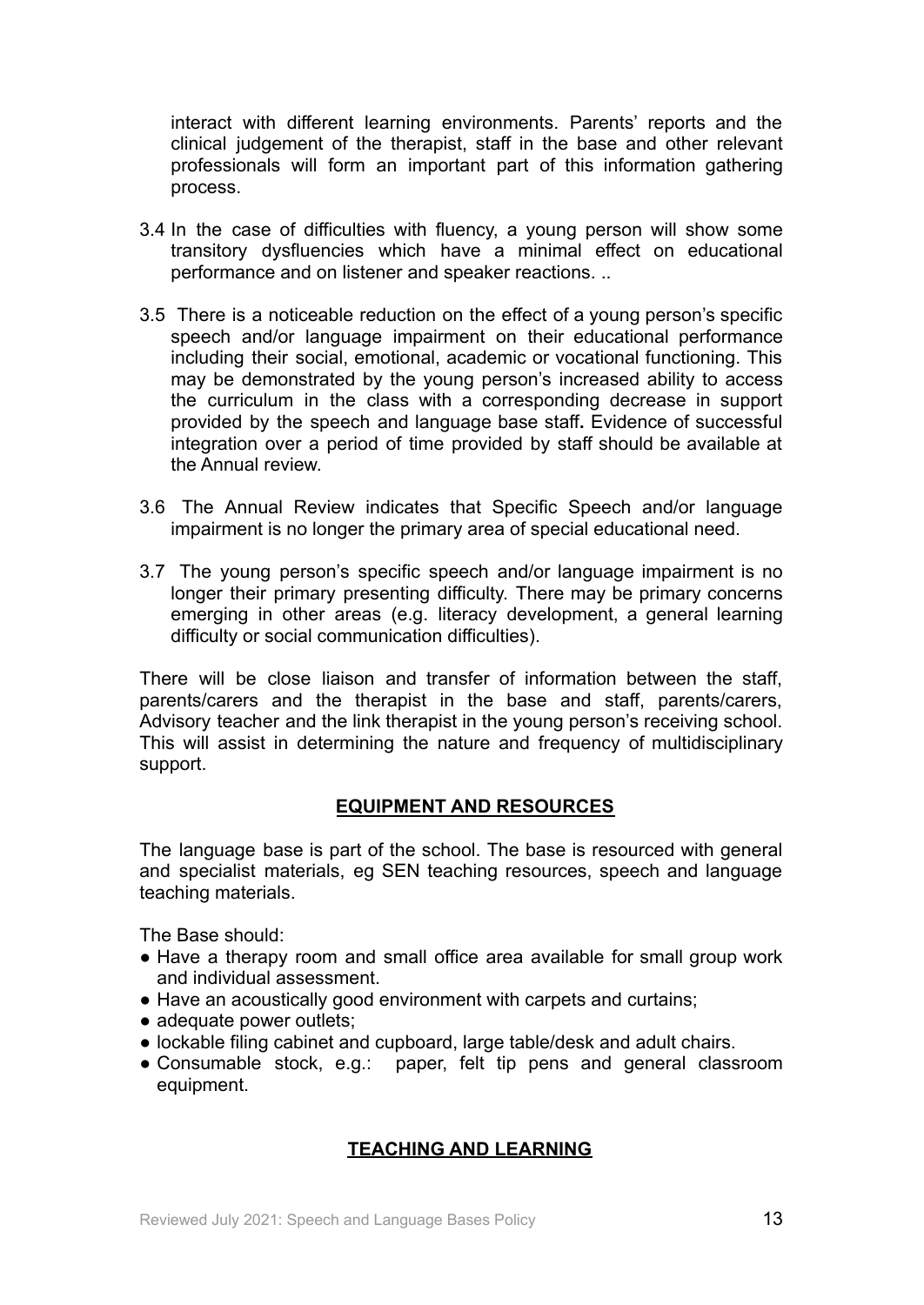interact with different learning environments. Parents' reports and the clinical judgement of the therapist, staff in the base and other relevant professionals will form an important part of this information gathering process.

3.4 In the case of difficulties with fluency, a young person will show some transitory dysfluencies which have a minimal effect on educational performance and on listener and speaker reactions. ..

3.5 There is a noticeable reduction on the effect of a young person's specific speech and/or language impairment on their educational performance including their social, emotional, academic or vocational functioning. This may be demonstrated by the young person's increased ability to access the curriculum in the class with a corresponding decrease in support provided by the speech and language base staff**.** Evidence of successful integration over a period of time provided by staff should be available at the Annual review.

3.6 The Annual Review indicates that Specific Speech and/or language impairment is no longer the primary area of special educational need.

3.7 The young person's specific speech and/or language impairment is no longer their primary presenting difficulty. There may be primary concerns emerging in other areas (e.g. literacy development, a general learning difficulty or social communication difficulties).

There will be close liaison and transfer of information between the staff, parents/carers and the therapist in the base and staff, parents/carers, Advisory teacher and the link therapist in the young person's receiving school. This will assist in determining the nature and frequency of multidisciplinary support.

## EQUIPMENT AND RESOURCES

The language base is part of the school. The base is resourced with general and specialist materials, eg SEN teaching resources, speech and language teaching materials.

The Base should:

- Have a therapy room and small office area available for small group work and individual assessment.
- Have an acoustically good environment with carpets and curtains;
- adequate power outlets;
- lockable filing cabinet and cupboard, large table/desk and adult chairs.
- Consumable stock, e.g.: paper, felt tip pens and general classroom equipment.

## TEACHING AND LEARNING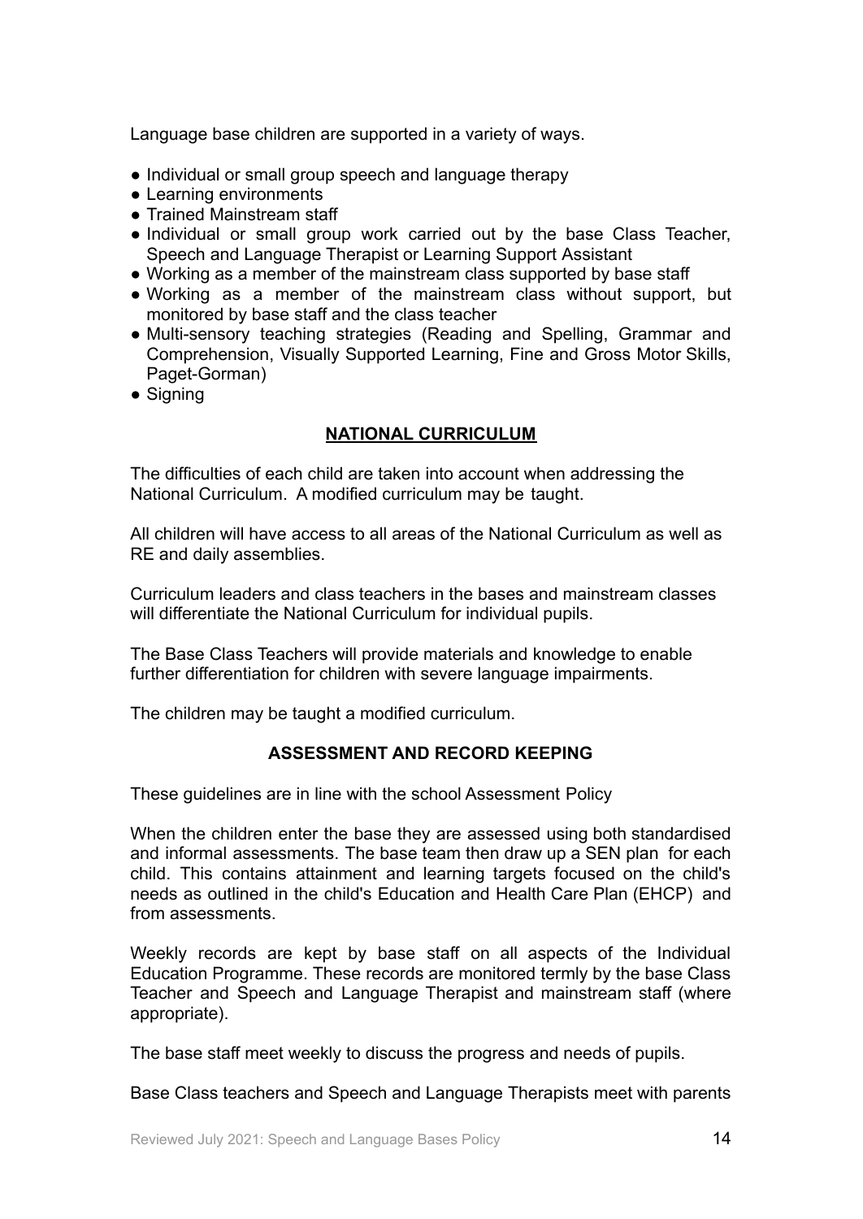Language base children are supported in a variety of ways.

- Individual or small group speech and language therapy
- Learning environments
- Trained Mainstream staff
- Individual or small group work carried out by the base Class Teacher, Speech and Language Therapist or Learning Support Assistant
- Working as a member of the mainstream class supported by base staff
- Working as a member of the mainstream class without support, but monitored by base staff and the class teacher
- Multi-sensory teaching strategies (Reading and Spelling, Grammar and Comprehension, Visually Supported Learning, Fine and Gross Motor Skills, Paget-Gorman)
- Signing

## NATIONAL CURRICULUM

The difficulties of each child are taken into account when addressing the National Curriculum. A modified curriculum may be taught.

All children will have access to all areas of the National Curriculum as well as RE and daily assemblies.

Curriculum leaders and class teachers in the bases and mainstream classes will differentiate the National Curriculum for individual pupils.

The Base Class Teachers will provide materials and knowledge to enable further differentiation for children with severe language impairments.

The children may be taught a modified curriculum.

## ASSESSMENT AND RECORD KEEPING

These guidelines are in line with the school Assessment Policy

When the children enter the base they are assessed using both standardised and informal assessments. The base team then draw up a SEN plan for each child. This contains attainment and learning targets focused on the child's needs as outlined in the child's Education and Health Care Plan (EHCP) and from assessments.

Weekly records are kept by base staff on all aspects of the Individual Education Programme. These records are monitored termly by the base Class Teacher and Speech and Language Therapist and mainstream staff (where appropriate).

The base staff meet weekly to discuss the progress and needs of pupils.

Base Class teachers and Speech and Language Therapists meet with parents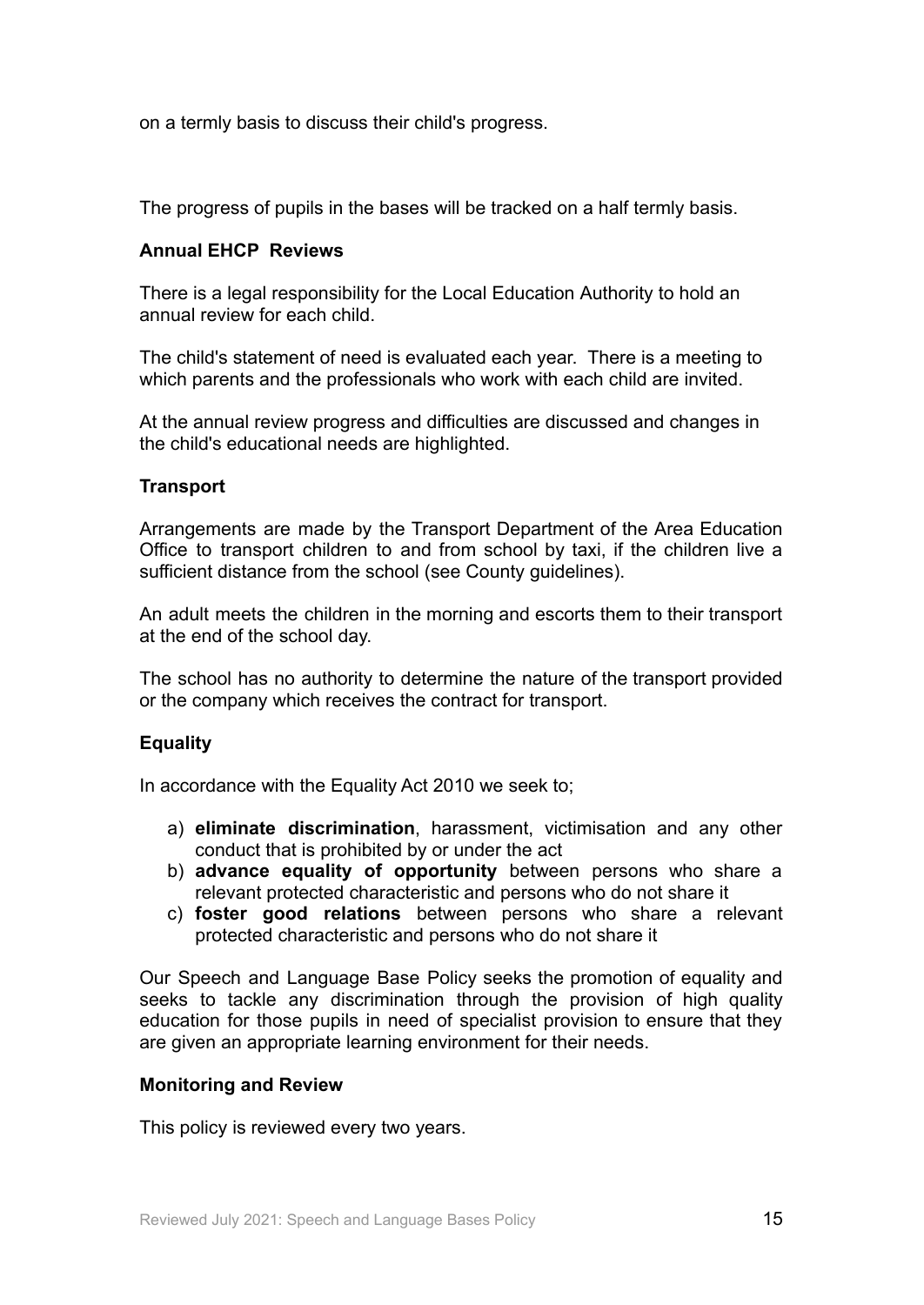on a termly basis to discuss their child's progress.

The progress of pupils in the bases will be tracked on a half termly basis.

**Annual EHCP Reviews**

There is a legal responsibility for the Local Education Authority to hold an annual review for each child.

The child's statement of need is evaluated each year. There is a meeting to which parents and the professionals who work with each child are invited.

At the annual review progress and difficulties are discussed and changes in the child's educational needs are highlighted.

**Transport**

Arrangements are made by the Transport Department of the Area Education Office to transport children to and from school by taxi, if the children live a sufficient distance from the school (see County guidelines).

An adult meets the children in the morning and escorts them to their transport at the end of the school day.

The school has no authority to determine the nature of the transport provided or the company which receives the contract for transport.

**Equality**

In accordance with the Equality Act 2010 we seek to;

a) **eliminate discrimination**, harassment, victimisation and any other conduct that is prohibited by or under the act
b) **advance equality of opportunity** between persons who share a relevant protected characteristic and persons who do not share it
c) **foster good relations** between persons who share a relevant protected characteristic and persons who do not share it

Our Speech and Language Base Policy seeks the promotion of equality and seeks to tackle any discrimination through the provision of high quality education for those pupils in need of specialist provision to ensure that they are given an appropriate learning environment for their needs.

**Monitoring and Review**

This policy is reviewed every two years.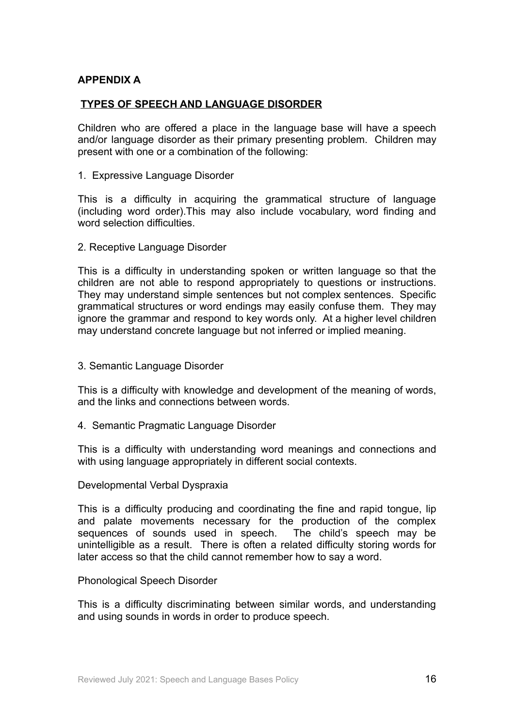**APPENDIX A**

**TYPES OF SPEECH AND LANGUAGE DISORDER**

Children who are offered a place in the language base will have a speech and/or language disorder as their primary presenting problem. Children may present with one or a combination of the following:

1. Expressive Language Disorder

This is a difficulty in acquiring the grammatical structure of language (including word order).This may also include vocabulary, word finding and word selection difficulties.

2. Receptive Language Disorder

This is a difficulty in understanding spoken or written language so that the children are not able to respond appropriately to questions or instructions. They may understand simple sentences but not complex sentences. Specific grammatical structures or word endings may easily confuse them. They may ignore the grammar and respond to key words only. At a higher level children may understand concrete language but not inferred or implied meaning.

3. Semantic Language Disorder

This is a difficulty with knowledge and development of the meaning of words, and the links and connections between words.

4. Semantic Pragmatic Language Disorder

This is a difficulty with understanding word meanings and connections and with using language appropriately in different social contexts.

Developmental Verbal Dyspraxia

This is a difficulty producing and coordinating the fine and rapid tongue, lip and palate movements necessary for the production of the complex sequences of sounds used in speech. The child's speech may be unintelligible as a result. There is often a related difficulty storing words for later access so that the child cannot remember how to say a word.

Phonological Speech Disorder

This is a difficulty discriminating between similar words, and understanding and using sounds in words in order to produce speech.